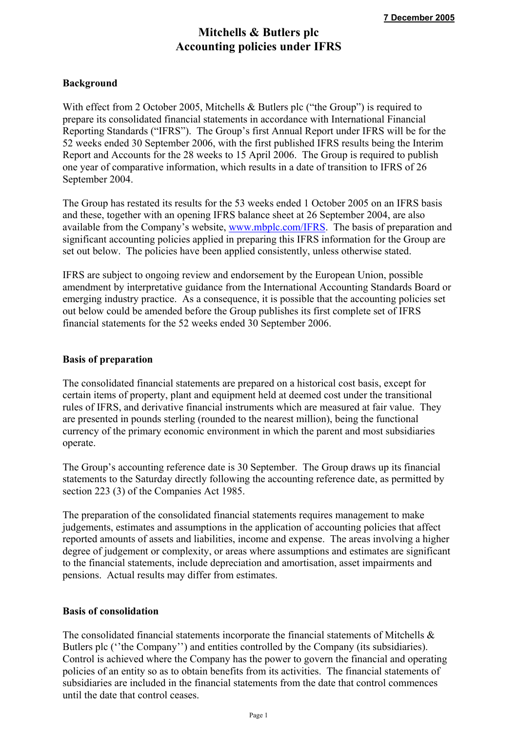**7 December 2005**

# Mitchells & Butlers plc
# Accounting policies under IFRS

## Background

With effect from 2 October 2005, Mitchells & Butlers plc ("the Group") is required to prepare its consolidated financial statements in accordance with International Financial Reporting Standards ("IFRS"). The Group's first Annual Report under IFRS will be for the 52 weeks ended 30 September 2006, with the first published IFRS results being the Interim Report and Accounts for the 28 weeks to 15 April 2006. The Group is required to publish one year of comparative information, which results in a date of transition to IFRS of 26 September 2004.

The Group has restated its results for the 53 weeks ended 1 October 2005 on an IFRS basis and these, together with an opening IFRS balance sheet at 26 September 2004, are also available from the Company's website, www.mbplc.com/IFRS. The basis of preparation and significant accounting policies applied in preparing this IFRS information for the Group are set out below. The policies have been applied consistently, unless otherwise stated.

IFRS are subject to ongoing review and endorsement by the European Union, possible amendment by interpretative guidance from the International Accounting Standards Board or emerging industry practice. As a consequence, it is possible that the accounting policies set out below could be amended before the Group publishes its first complete set of IFRS financial statements for the 52 weeks ended 30 September 2006.

## Basis of preparation

The consolidated financial statements are prepared on a historical cost basis, except for certain items of property, plant and equipment held at deemed cost under the transitional rules of IFRS, and derivative financial instruments which are measured at fair value. They are presented in pounds sterling (rounded to the nearest million), being the functional currency of the primary economic environment in which the parent and most subsidiaries operate.

The Group's accounting reference date is 30 September. The Group draws up its financial statements to the Saturday directly following the accounting reference date, as permitted by section 223 (3) of the Companies Act 1985.

The preparation of the consolidated financial statements requires management to make judgements, estimates and assumptions in the application of accounting policies that affect reported amounts of assets and liabilities, income and expense. The areas involving a higher degree of judgement or complexity, or areas where assumptions and estimates are significant to the financial statements, include depreciation and amortisation, asset impairments and pensions. Actual results may differ from estimates.

## Basis of consolidation

The consolidated financial statements incorporate the financial statements of Mitchells & Butlers plc (''the Company'') and entities controlled by the Company (its subsidiaries). Control is achieved where the Company has the power to govern the financial and operating policies of an entity so as to obtain benefits from its activities. The financial statements of subsidiaries are included in the financial statements from the date that control commences until the date that control ceases.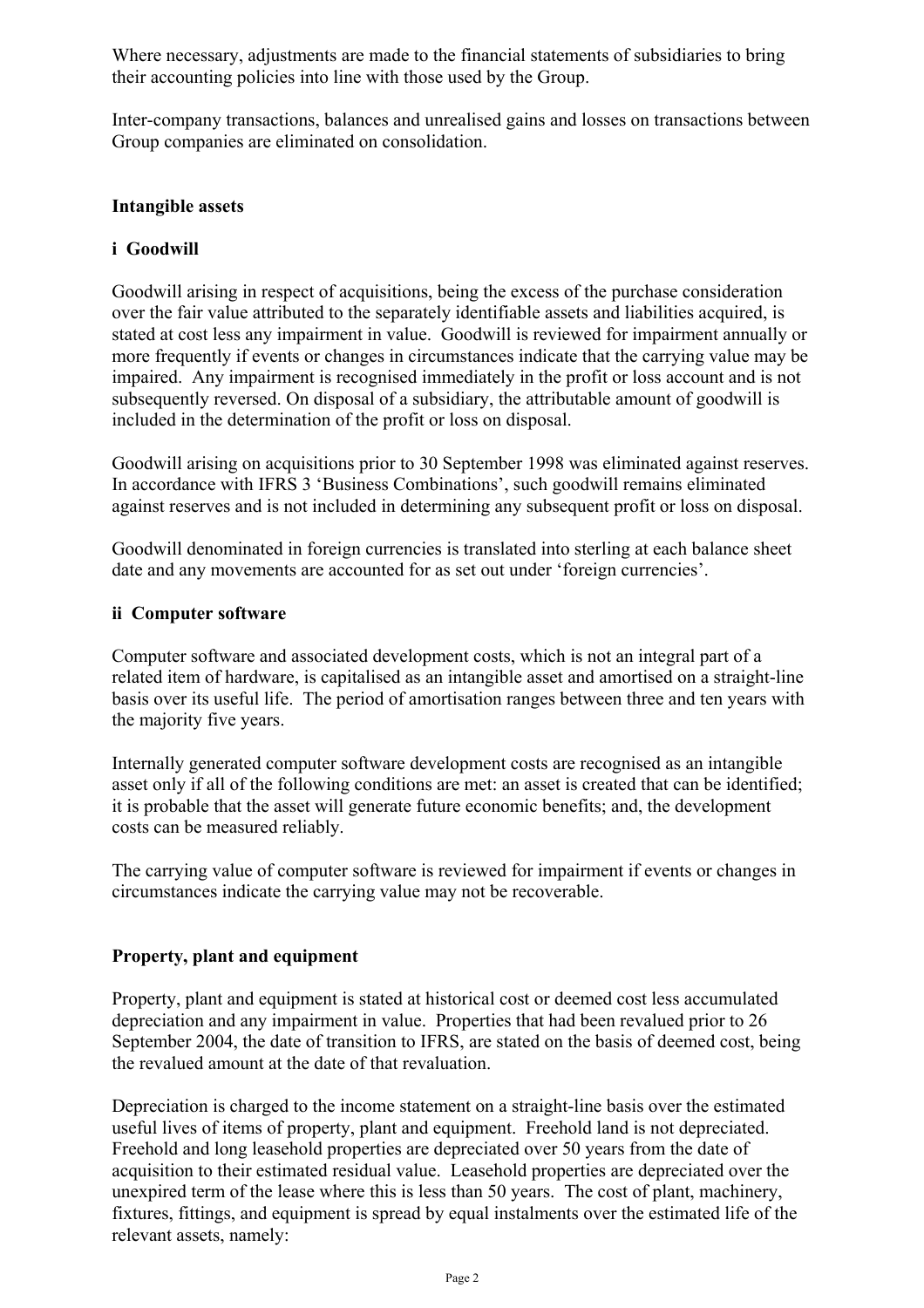Where necessary, adjustments are made to the financial statements of subsidiaries to bring their accounting policies into line with those used by the Group.

Inter-company transactions, balances and unrealised gains and losses on transactions between Group companies are eliminated on consolidation.

## Intangible assets

### i Goodwill

Goodwill arising in respect of acquisitions, being the excess of the purchase consideration over the fair value attributed to the separately identifiable assets and liabilities acquired, is stated at cost less any impairment in value. Goodwill is reviewed for impairment annually or more frequently if events or changes in circumstances indicate that the carrying value may be impaired. Any impairment is recognised immediately in the profit or loss account and is not subsequently reversed. On disposal of a subsidiary, the attributable amount of goodwill is included in the determination of the profit or loss on disposal.

Goodwill arising on acquisitions prior to 30 September 1998 was eliminated against reserves. In accordance with IFRS 3 'Business Combinations', such goodwill remains eliminated against reserves and is not included in determining any subsequent profit or loss on disposal.

Goodwill denominated in foreign currencies is translated into sterling at each balance sheet date and any movements are accounted for as set out under 'foreign currencies'.

### ii Computer software

Computer software and associated development costs, which is not an integral part of a related item of hardware, is capitalised as an intangible asset and amortised on a straight-line basis over its useful life. The period of amortisation ranges between three and ten years with the majority five years.

Internally generated computer software development costs are recognised as an intangible asset only if all of the following conditions are met: an asset is created that can be identified; it is probable that the asset will generate future economic benefits; and, the development costs can be measured reliably.

The carrying value of computer software is reviewed for impairment if events or changes in circumstances indicate the carrying value may not be recoverable.

## Property, plant and equipment

Property, plant and equipment is stated at historical cost or deemed cost less accumulated depreciation and any impairment in value. Properties that had been revalued prior to 26 September 2004, the date of transition to IFRS, are stated on the basis of deemed cost, being the revalued amount at the date of that revaluation.

Depreciation is charged to the income statement on a straight-line basis over the estimated useful lives of items of property, plant and equipment. Freehold land is not depreciated. Freehold and long leasehold properties are depreciated over 50 years from the date of acquisition to their estimated residual value. Leasehold properties are depreciated over the unexpired term of the lease where this is less than 50 years. The cost of plant, machinery, fixtures, fittings, and equipment is spread by equal instalments over the estimated life of the relevant assets, namely: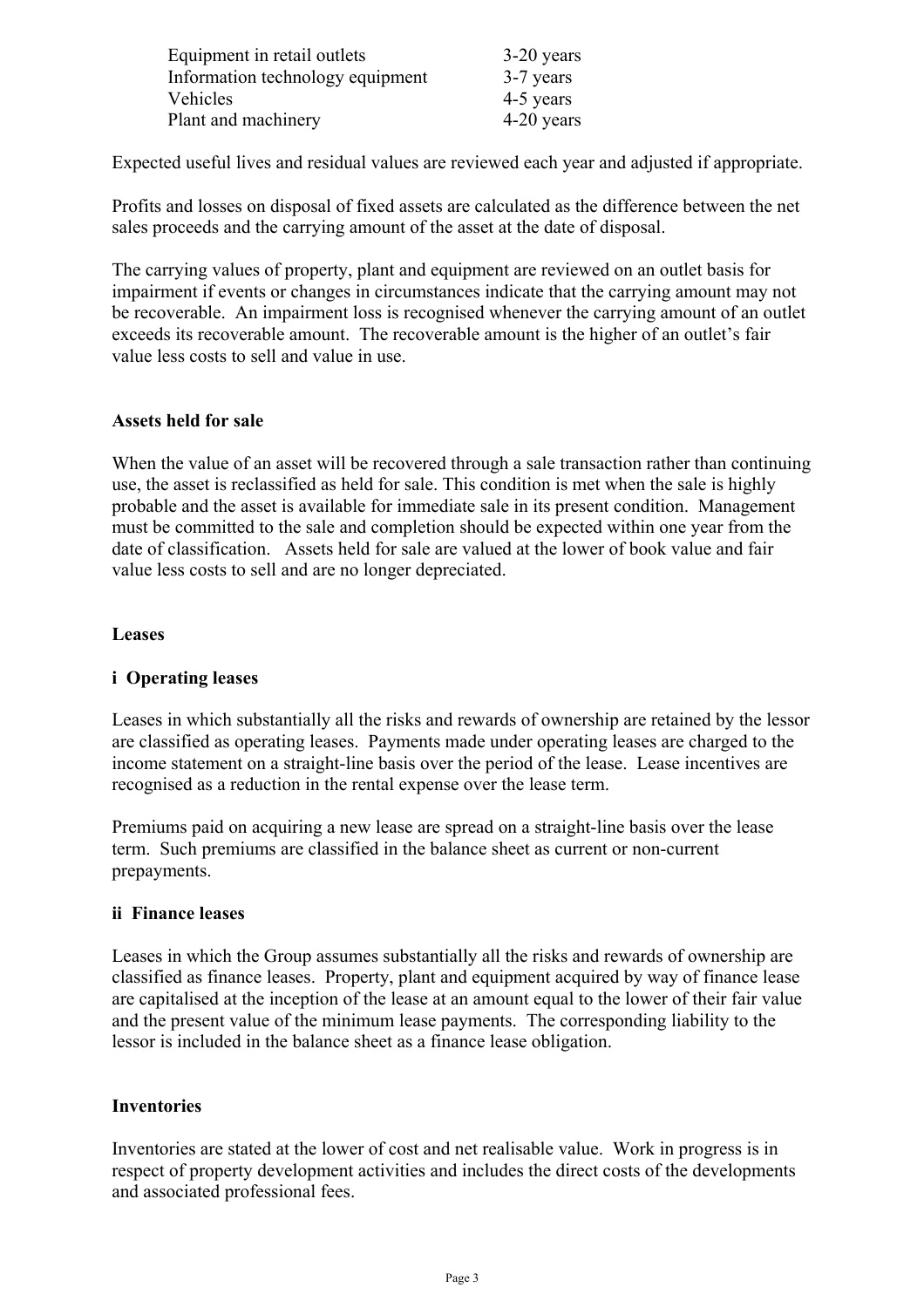| | |
|---|---|
| Equipment in retail outlets | 3-20 years |
| Information technology equipment | 3-7 years |
| Vehicles | 4-5 years |
| Plant and machinery | 4-20 years |

Expected useful lives and residual values are reviewed each year and adjusted if appropriate.

Profits and losses on disposal of fixed assets are calculated as the difference between the net sales proceeds and the carrying amount of the asset at the date of disposal.

The carrying values of property, plant and equipment are reviewed on an outlet basis for impairment if events or changes in circumstances indicate that the carrying amount may not be recoverable. An impairment loss is recognised whenever the carrying amount of an outlet exceeds its recoverable amount. The recoverable amount is the higher of an outlet's fair value less costs to sell and value in use.

**Assets held for sale**

When the value of an asset will be recovered through a sale transaction rather than continuing use, the asset is reclassified as held for sale. This condition is met when the sale is highly probable and the asset is available for immediate sale in its present condition. Management must be committed to the sale and completion should be expected within one year from the date of classification. Assets held for sale are valued at the lower of book value and fair value less costs to sell and are no longer depreciated.

**Leases**

**i Operating leases**

Leases in which substantially all the risks and rewards of ownership are retained by the lessor are classified as operating leases. Payments made under operating leases are charged to the income statement on a straight-line basis over the period of the lease. Lease incentives are recognised as a reduction in the rental expense over the lease term.

Premiums paid on acquiring a new lease are spread on a straight-line basis over the lease term. Such premiums are classified in the balance sheet as current or non-current prepayments.

**ii Finance leases**

Leases in which the Group assumes substantially all the risks and rewards of ownership are classified as finance leases. Property, plant and equipment acquired by way of finance lease are capitalised at the inception of the lease at an amount equal to the lower of their fair value and the present value of the minimum lease payments. The corresponding liability to the lessor is included in the balance sheet as a finance lease obligation.

**Inventories**

Inventories are stated at the lower of cost and net realisable value. Work in progress is in respect of property development activities and includes the direct costs of the developments and associated professional fees.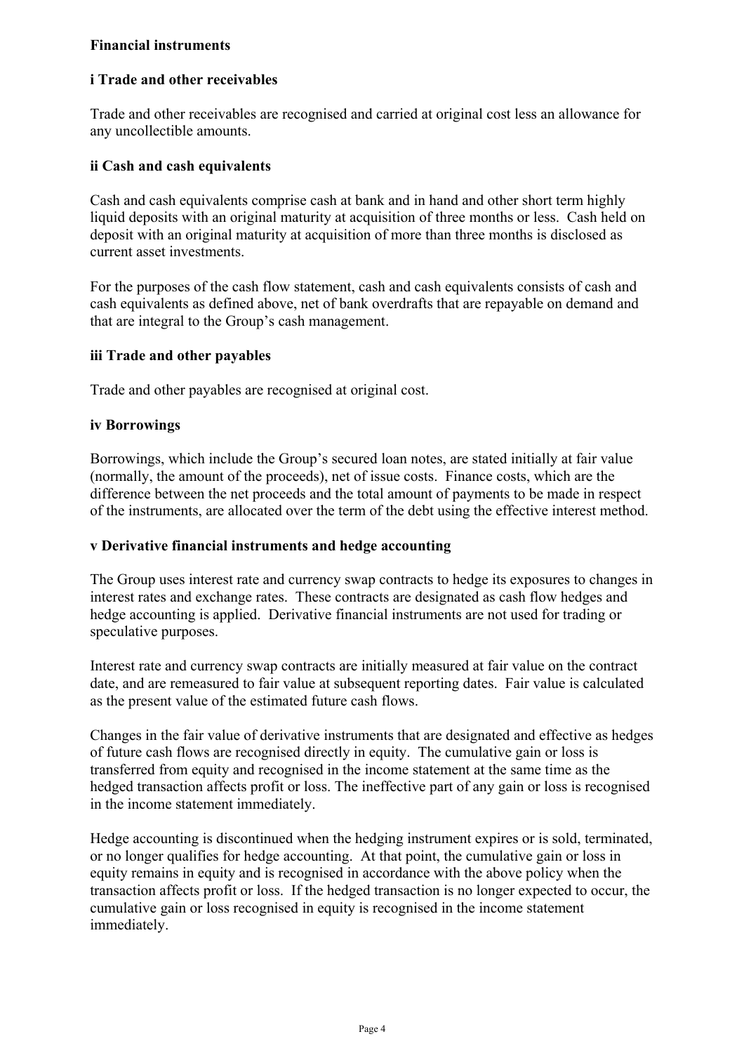### Financial instruments

#### i Trade and other receivables

Trade and other receivables are recognised and carried at original cost less an allowance for any uncollectible amounts.

#### ii Cash and cash equivalents

Cash and cash equivalents comprise cash at bank and in hand and other short term highly liquid deposits with an original maturity at acquisition of three months or less. Cash held on deposit with an original maturity at acquisition of more than three months is disclosed as current asset investments.

For the purposes of the cash flow statement, cash and cash equivalents consists of cash and cash equivalents as defined above, net of bank overdrafts that are repayable on demand and that are integral to the Group's cash management.

#### iii Trade and other payables

Trade and other payables are recognised at original cost.

#### iv Borrowings

Borrowings, which include the Group's secured loan notes, are stated initially at fair value (normally, the amount of the proceeds), net of issue costs. Finance costs, which are the difference between the net proceeds and the total amount of payments to be made in respect of the instruments, are allocated over the term of the debt using the effective interest method.

#### v Derivative financial instruments and hedge accounting

The Group uses interest rate and currency swap contracts to hedge its exposures to changes in interest rates and exchange rates. These contracts are designated as cash flow hedges and hedge accounting is applied. Derivative financial instruments are not used for trading or speculative purposes.

Interest rate and currency swap contracts are initially measured at fair value on the contract date, and are remeasured to fair value at subsequent reporting dates. Fair value is calculated as the present value of the estimated future cash flows.

Changes in the fair value of derivative instruments that are designated and effective as hedges of future cash flows are recognised directly in equity. The cumulative gain or loss is transferred from equity and recognised in the income statement at the same time as the hedged transaction affects profit or loss. The ineffective part of any gain or loss is recognised in the income statement immediately.

Hedge accounting is discontinued when the hedging instrument expires or is sold, terminated, or no longer qualifies for hedge accounting. At that point, the cumulative gain or loss in equity remains in equity and is recognised in accordance with the above policy when the transaction affects profit or loss. If the hedged transaction is no longer expected to occur, the cumulative gain or loss recognised in equity is recognised in the income statement immediately.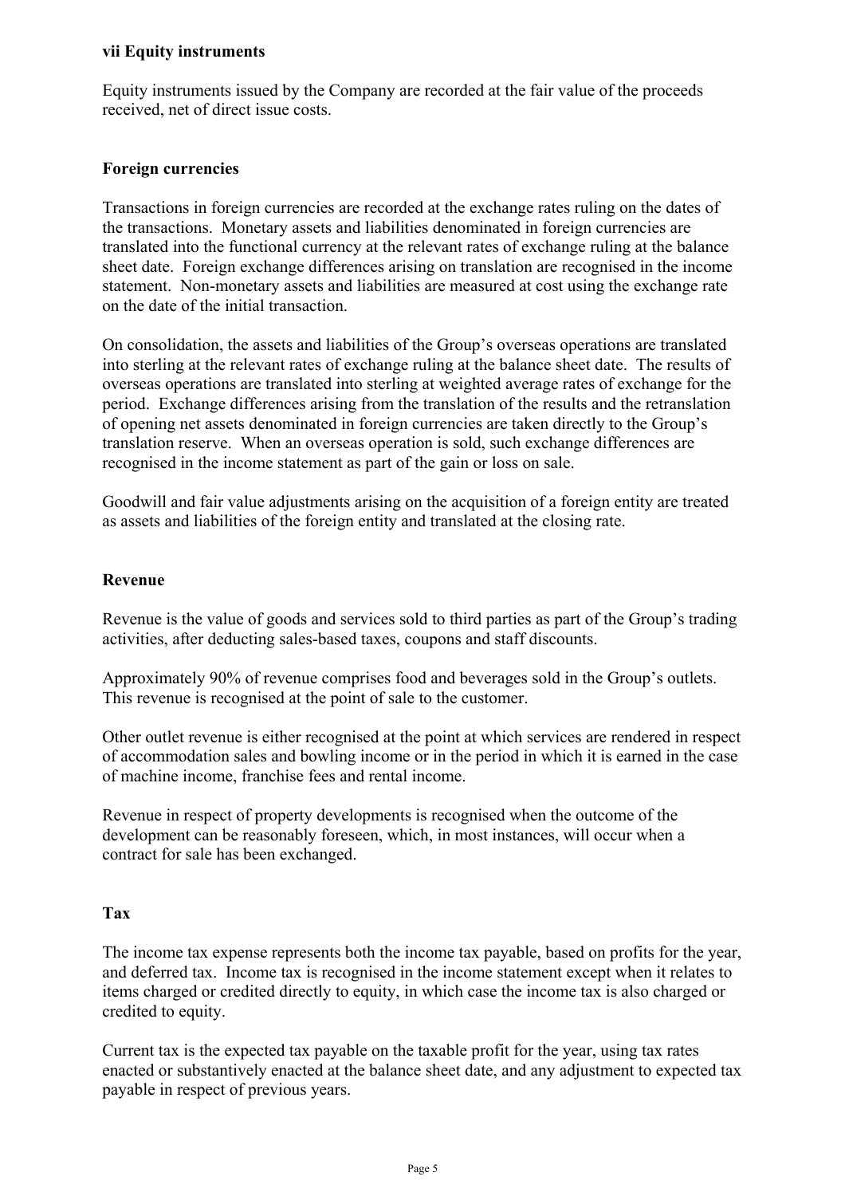#### vii Equity instruments

Equity instruments issued by the Company are recorded at the fair value of the proceeds received, net of direct issue costs.

### Foreign currencies

Transactions in foreign currencies are recorded at the exchange rates ruling on the dates of the transactions. Monetary assets and liabilities denominated in foreign currencies are translated into the functional currency at the relevant rates of exchange ruling at the balance sheet date. Foreign exchange differences arising on translation are recognised in the income statement. Non-monetary assets and liabilities are measured at cost using the exchange rate on the date of the initial transaction.

On consolidation, the assets and liabilities of the Group's overseas operations are translated into sterling at the relevant rates of exchange ruling at the balance sheet date. The results of overseas operations are translated into sterling at weighted average rates of exchange for the period. Exchange differences arising from the translation of the results and the retranslation of opening net assets denominated in foreign currencies are taken directly to the Group's translation reserve. When an overseas operation is sold, such exchange differences are recognised in the income statement as part of the gain or loss on sale.

Goodwill and fair value adjustments arising on the acquisition of a foreign entity are treated as assets and liabilities of the foreign entity and translated at the closing rate.

### Revenue

Revenue is the value of goods and services sold to third parties as part of the Group's trading activities, after deducting sales-based taxes, coupons and staff discounts.

Approximately 90% of revenue comprises food and beverages sold in the Group's outlets. This revenue is recognised at the point of sale to the customer.

Other outlet revenue is either recognised at the point at which services are rendered in respect of accommodation sales and bowling income or in the period in which it is earned in the case of machine income, franchise fees and rental income.

Revenue in respect of property developments is recognised when the outcome of the development can be reasonably foreseen, which, in most instances, will occur when a contract for sale has been exchanged.

### Tax

The income tax expense represents both the income tax payable, based on profits for the year, and deferred tax. Income tax is recognised in the income statement except when it relates to items charged or credited directly to equity, in which case the income tax is also charged or credited to equity.

Current tax is the expected tax payable on the taxable profit for the year, using tax rates enacted or substantively enacted at the balance sheet date, and any adjustment to expected tax payable in respect of previous years.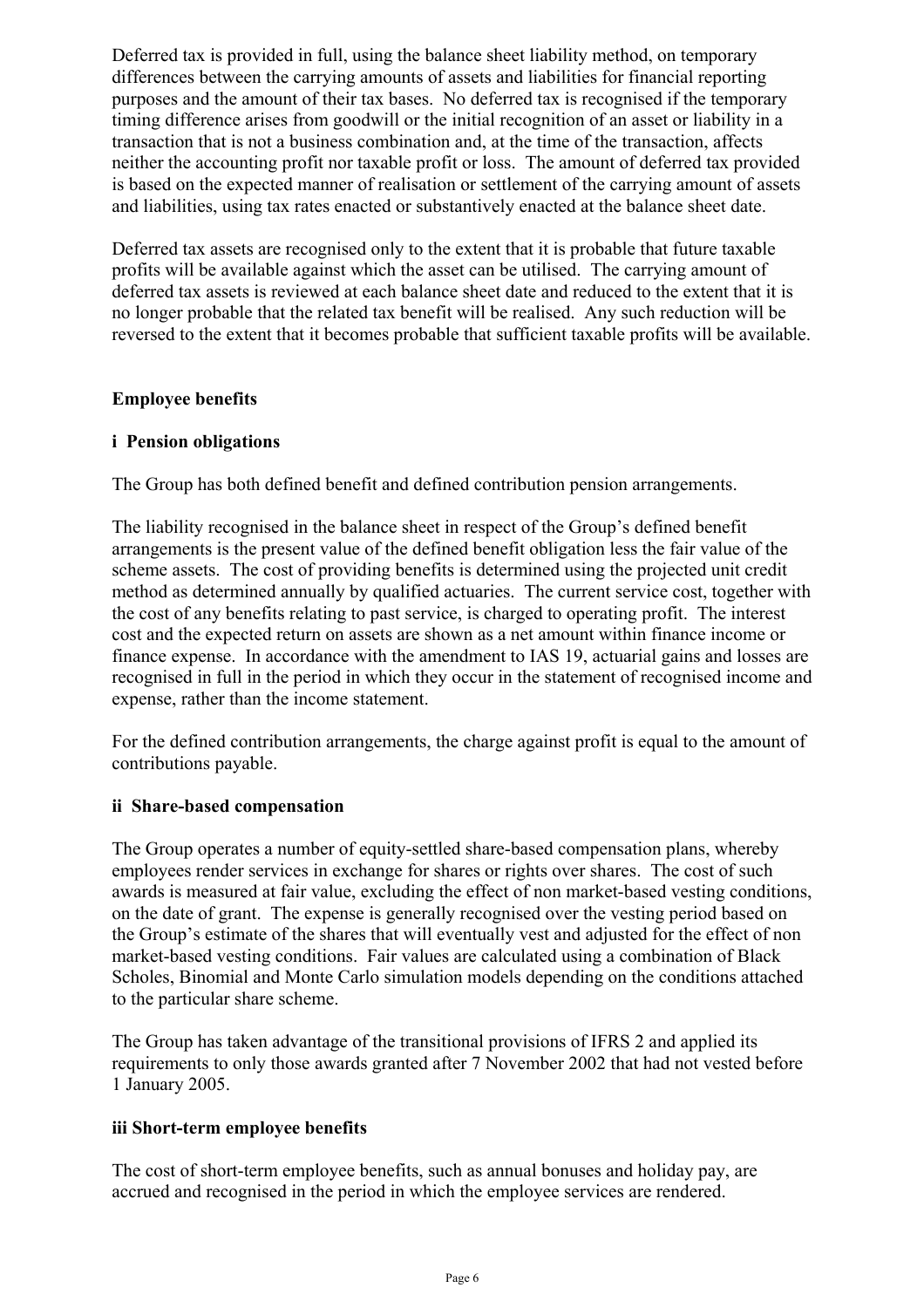Deferred tax is provided in full, using the balance sheet liability method, on temporary differences between the carrying amounts of assets and liabilities for financial reporting purposes and the amount of their tax bases. No deferred tax is recognised if the temporary timing difference arises from goodwill or the initial recognition of an asset or liability in a transaction that is not a business combination and, at the time of the transaction, affects neither the accounting profit nor taxable profit or loss. The amount of deferred tax provided is based on the expected manner of realisation or settlement of the carrying amount of assets and liabilities, using tax rates enacted or substantively enacted at the balance sheet date.

Deferred tax assets are recognised only to the extent that it is probable that future taxable profits will be available against which the asset can be utilised. The carrying amount of deferred tax assets is reviewed at each balance sheet date and reduced to the extent that it is no longer probable that the related tax benefit will be realised. Any such reduction will be reversed to the extent that it becomes probable that sufficient taxable profits will be available.

**Employee benefits**

**i Pension obligations**

The Group has both defined benefit and defined contribution pension arrangements.

The liability recognised in the balance sheet in respect of the Group's defined benefit arrangements is the present value of the defined benefit obligation less the fair value of the scheme assets. The cost of providing benefits is determined using the projected unit credit method as determined annually by qualified actuaries. The current service cost, together with the cost of any benefits relating to past service, is charged to operating profit. The interest cost and the expected return on assets are shown as a net amount within finance income or finance expense. In accordance with the amendment to IAS 19, actuarial gains and losses are recognised in full in the period in which they occur in the statement of recognised income and expense, rather than the income statement.

For the defined contribution arrangements, the charge against profit is equal to the amount of contributions payable.

**ii Share-based compensation**

The Group operates a number of equity-settled share-based compensation plans, whereby employees render services in exchange for shares or rights over shares. The cost of such awards is measured at fair value, excluding the effect of non market-based vesting conditions, on the date of grant. The expense is generally recognised over the vesting period based on the Group's estimate of the shares that will eventually vest and adjusted for the effect of non market-based vesting conditions. Fair values are calculated using a combination of Black Scholes, Binomial and Monte Carlo simulation models depending on the conditions attached to the particular share scheme.

The Group has taken advantage of the transitional provisions of IFRS 2 and applied its requirements to only those awards granted after 7 November 2002 that had not vested before 1 January 2005.

**iii Short-term employee benefits**

The cost of short-term employee benefits, such as annual bonuses and holiday pay, are accrued and recognised in the period in which the employee services are rendered.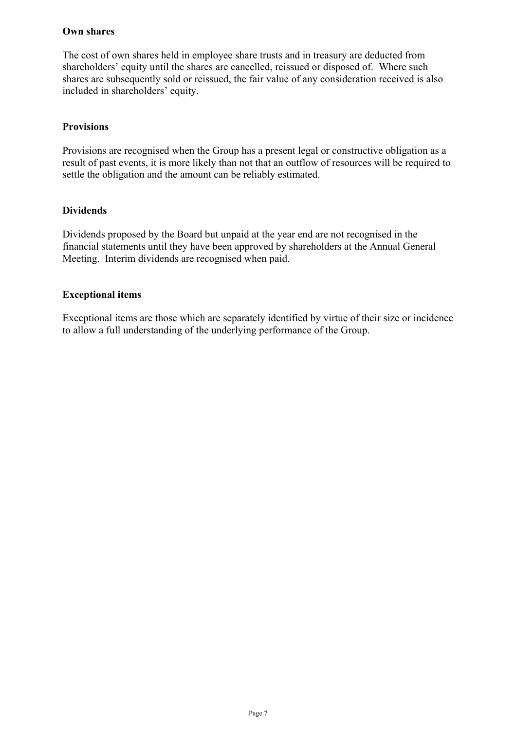**Own shares**

The cost of own shares held in employee share trusts and in treasury are deducted from shareholders' equity until the shares are cancelled, reissued or disposed of. Where such shares are subsequently sold or reissued, the fair value of any consideration received is also included in shareholders' equity.

**Provisions**

Provisions are recognised when the Group has a present legal or constructive obligation as a result of past events, it is more likely than not that an outflow of resources will be required to settle the obligation and the amount can be reliably estimated.

**Dividends**

Dividends proposed by the Board but unpaid at the year end are not recognised in the financial statements until they have been approved by shareholders at the Annual General Meeting. Interim dividends are recognised when paid.

**Exceptional items**

Exceptional items are those which are separately identified by virtue of their size or incidence to allow a full understanding of the underlying performance of the Group.